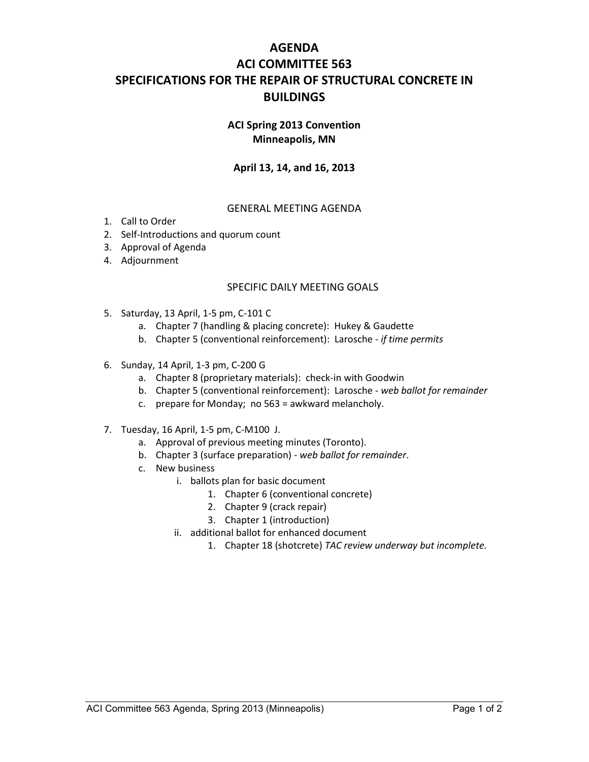# AGENDA
# ACI COMMITTEE 563
# SPECIFICATIONS FOR THE REPAIR OF STRUCTURAL CONCRETE IN BUILDINGS

**ACI Spring 2013 Convention**
**Minneapolis, MN**

**April 13, 14, and 16, 2013**

## GENERAL MEETING AGENDA

1. Call to Order
2. Self-Introductions and quorum count
3. Approval of Agenda
4. Adjournment

## SPECIFIC DAILY MEETING GOALS

5. Saturday, 13 April, 1-5 pm, C-101 C
   a. Chapter 7 (handling & placing concrete): Hukey & Gaudette
   b. Chapter 5 (conventional reinforcement): Larosche - *if time permits*

6. Sunday, 14 April, 1-3 pm, C-200 G
   a. Chapter 8 (proprietary materials): check-in with Goodwin
   b. Chapter 5 (conventional reinforcement): Larosche - *web ballot for remainder*
   c. prepare for Monday; no 563 = awkward melancholy.

7. Tuesday, 16 April, 1-5 pm, C-M100 J.
   a. Approval of previous meeting minutes (Toronto).
   b. Chapter 3 (surface preparation) - *web ballot for remainder*.
   c. New business
      i. ballots plan for basic document
         1. Chapter 6 (conventional concrete)
         2. Chapter 9 (crack repair)
         3. Chapter 1 (introduction)
      ii. additional ballot for enhanced document
         1. Chapter 18 (shotcrete) *TAC review underway but incomplete.*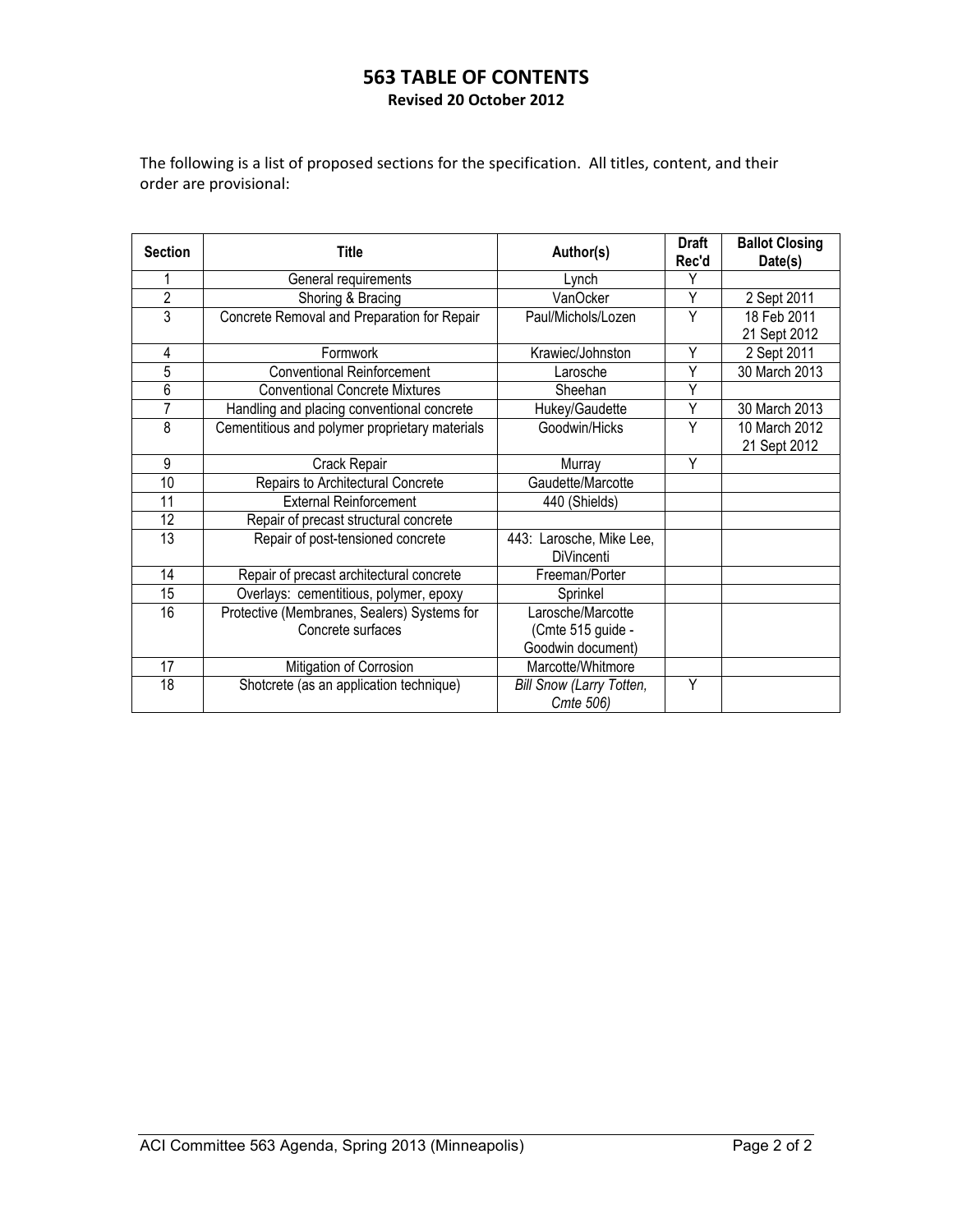# 563 TABLE OF CONTENTS

**Revised 20 October 2012**

The following is a list of proposed sections for the specification. All titles, content, and their order are provisional:

| Section | Title | Author(s) | Draft Rec'd | Ballot Closing Date(s) |
|---|---|---|---|---|
| 1 | General requirements | Lynch | Y | |
| 2 | Shoring & Bracing | VanOcker | Y | 2 Sept 2011 |
| 3 | Concrete Removal and Preparation for Repair | Paul/Michols/Lozen | Y | 18 Feb 2011<br>21 Sept 2012 |
| 4 | Formwork | Krawiec/Johnston | Y | 2 Sept 2011 |
| 5 | Conventional Reinforcement | Larosche | Y | 30 March 2013 |
| 6 | Conventional Concrete Mixtures | Sheehan | Y | |
| 7 | Handling and placing conventional concrete | Hukey/Gaudette | Y | 30 March 2013 |
| 8 | Cementitious and polymer proprietary materials | Goodwin/Hicks | Y | 10 March 2012<br>21 Sept 2012 |
| 9 | Crack Repair | Murray | Y | |
| 10 | Repairs to Architectural Concrete | Gaudette/Marcotte | | |
| 11 | External Reinforcement | 440 (Shields) | | |
| 12 | Repair of precast structural concrete | | | |
| 13 | Repair of post-tensioned concrete | 443: Larosche, Mike Lee, DiVincenti | | |
| 14 | Repair of precast architectural concrete | Freeman/Porter | | |
| 15 | Overlays: cementitious, polymer, epoxy | Sprinkel | | |
| 16 | Protective (Membranes, Sealers) Systems for Concrete surfaces | Larosche/Marcotte (Cmte 515 guide - Goodwin document) | | |
| 17 | Mitigation of Corrosion | Marcotte/Whitmore | | |
| 18 | Shotcrete (as an application technique) | *Bill Snow (Larry Totten, Cmte 506)* | Y | |